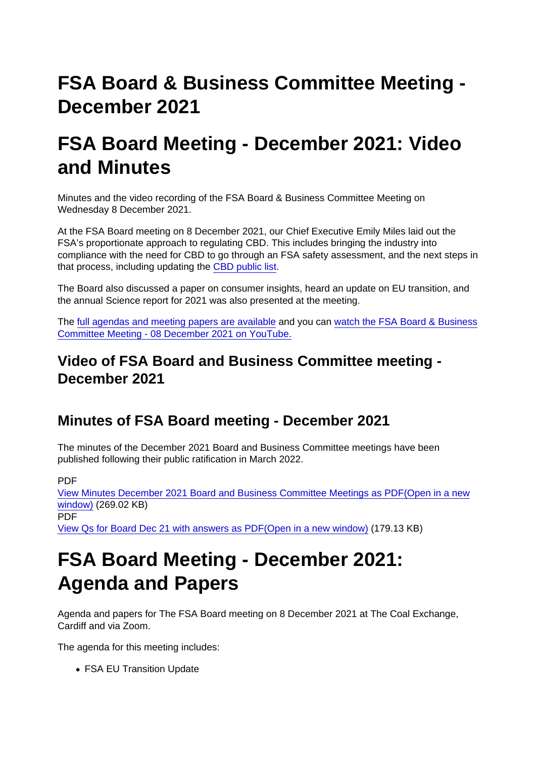# FSA Board & Business Committee Meeting - December 2021

# FSA Board Meeting - December 2021: Video and Minutes

Minutes and the video recording of the FSA Board & Business Committee Meeting on Wednesday 8 December 2021.

At the FSA Board meeting on 8 December 2021, our Chief Executive Emily Miles laid out the FSA's proportionate approach to regulating CBD. This includes bringing the industry into compliance with the need for CBD to go through an FSA safety assessment, and the next steps in that process, including updating the CBD public list.

The Board also discussed a paper on consumer insights, heard an update on EU transition, and the annual Science report for 2021 was also presented at the meeting.

The full agendas and meeting papers are available and you can watch the FSA Board & Business Committee Meeting - 08 December 2021 on YouTube.

## Video of FSA Board and Business Committee meeting - December 2021

## Minutes of FSA Board meeting - December 2021

The minutes of the December 2021 Board and Business Committee meetings have been published following their public ratification in March 2022.

PDF
View Minutes December 2021 Board and Business Committee Meetings as PDF(Open in a new window) (269.02 KB)
PDF
View Qs for Board Dec 21 with answers as PDF(Open in a new window) (179.13 KB)

# FSA Board Meeting - December 2021: Agenda and Papers

Agenda and papers for The FSA Board meeting on 8 December 2021 at The Coal Exchange, Cardiff and via Zoom.

The agenda for this meeting includes:

- FSA EU Transition Update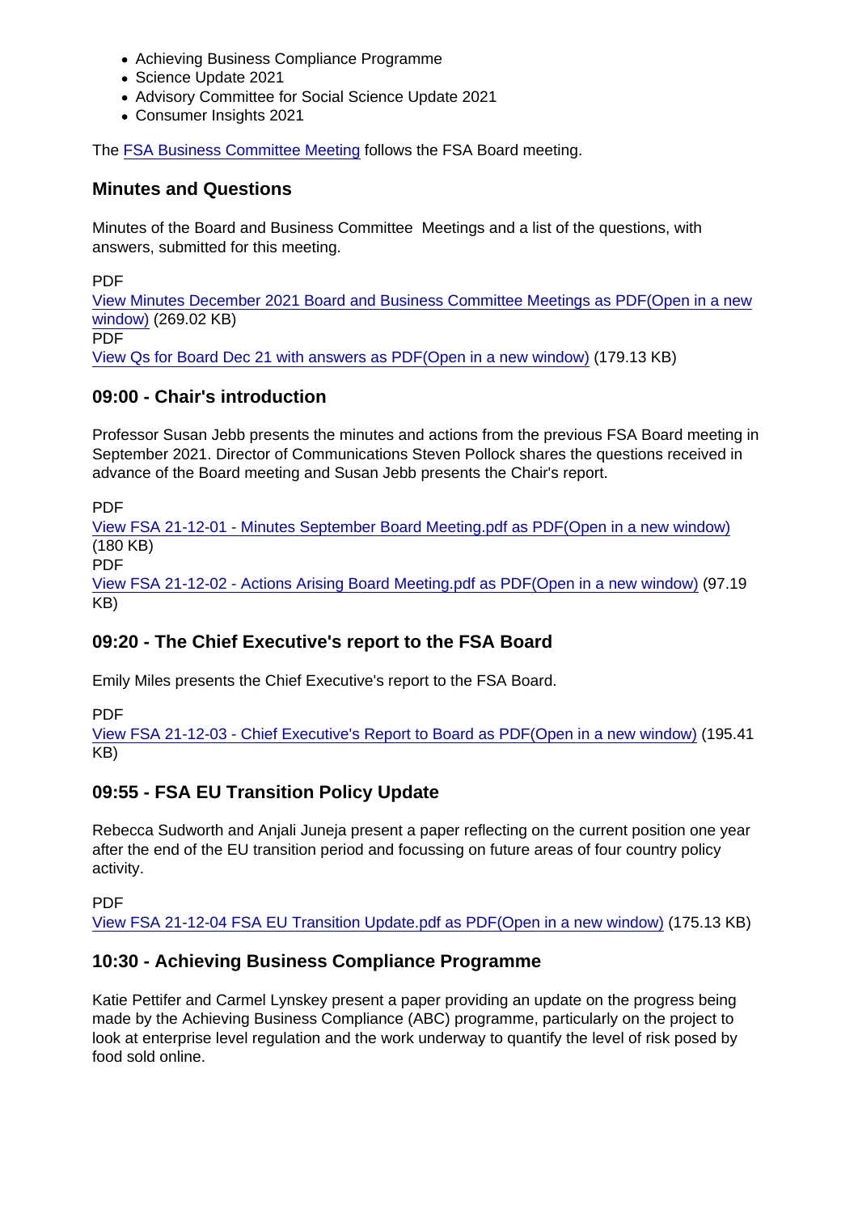- Achieving Business Compliance Programme
- Science Update 2021
- Advisory Committee for Social Science Update 2021
- Consumer Insights 2021

The FSA Business Committee Meeting follows the FSA Board meeting.

## Minutes and Questions

Minutes of the Board and Business Committee  Meetings and a list of the questions, with answers, submitted for this meeting.

PDF
View Minutes December 2021 Board and Business Committee Meetings as PDF(Open in a new window) (269.02 KB)
PDF
View Qs for Board Dec 21 with answers as PDF(Open in a new window) (179.13 KB)

## 09:00 - Chair's introduction

Professor Susan Jebb presents the minutes and actions from the previous FSA Board meeting in September 2021. Director of Communications Steven Pollock shares the questions received in advance of the Board meeting and Susan Jebb presents the Chair's report.

PDF
View FSA 21-12-01 - Minutes September Board Meeting.pdf as PDF(Open in a new window) (180 KB)
PDF
View FSA 21-12-02 - Actions Arising Board Meeting.pdf as PDF(Open in a new window) (97.19 KB)

## 09:20 - The Chief Executive's report to the FSA Board

Emily Miles presents the Chief Executive's report to the FSA Board.

PDF
View FSA 21-12-03 - Chief Executive's Report to Board as PDF(Open in a new window) (195.41 KB)

## 09:55 - FSA EU Transition Policy Update

Rebecca Sudworth and Anjali Juneja present a paper reflecting on the current position one year after the end of the EU transition period and focussing on future areas of four country policy activity.

PDF
View FSA 21-12-04 FSA EU Transition Update.pdf as PDF(Open in a new window) (175.13 KB)

## 10:30 - Achieving Business Compliance Programme

Katie Pettifer and Carmel Lynskey present a paper providing an update on the progress being made by the Achieving Business Compliance (ABC) programme, particularly on the project to look at enterprise level regulation and the work underway to quantify the level of risk posed by food sold online.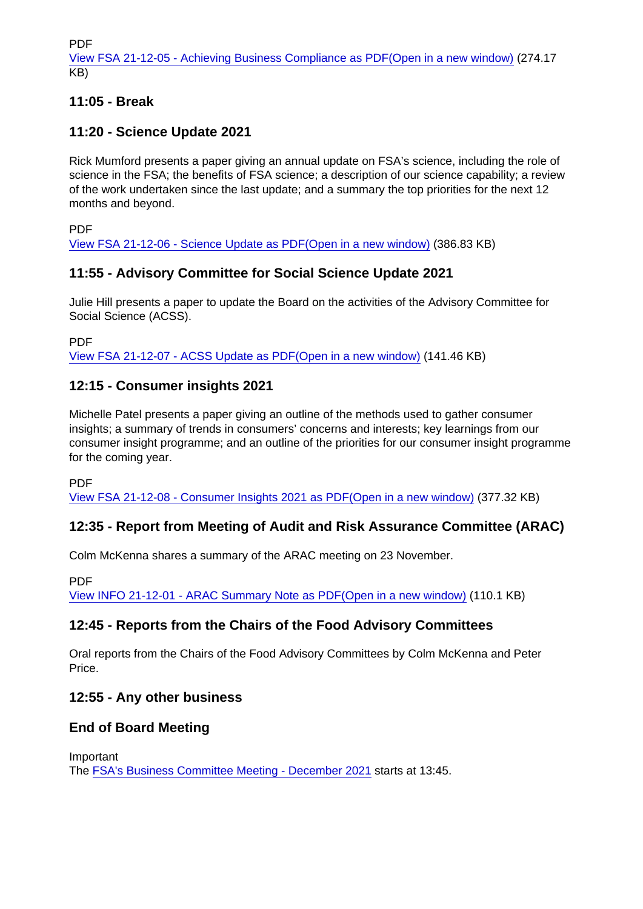PDF
[View FSA 21-12-05 - Achieving Business Compliance as PDF(Open in a new window)] (274.17 KB)

### 11:05 - Break

### 11:20 - Science Update 2021

Rick Mumford presents a paper giving an annual update on FSA's science, including the role of science in the FSA; the benefits of FSA science; a description of our science capability; a review of the work undertaken since the last update; and a summary the top priorities for the next 12 months and beyond.

PDF
[View FSA 21-12-06 - Science Update as PDF(Open in a new window)] (386.83 KB)

### 11:55 - Advisory Committee for Social Science Update 2021

Julie Hill presents a paper to update the Board on the activities of the Advisory Committee for Social Science (ACSS).

PDF
[View FSA 21-12-07 - ACSS Update as PDF(Open in a new window)] (141.46 KB)

### 12:15 - Consumer insights 2021

Michelle Patel presents a paper giving an outline of the methods used to gather consumer insights; a summary of trends in consumers' concerns and interests; key learnings from our consumer insight programme; and an outline of the priorities for our consumer insight programme for the coming year.

PDF
[View FSA 21-12-08 - Consumer Insights 2021 as PDF(Open in a new window)] (377.32 KB)

### 12:35 - Report from Meeting of Audit and Risk Assurance Committee (ARAC)

Colm McKenna shares a summary of the ARAC meeting on 23 November.

PDF
[View INFO 21-12-01 - ARAC Summary Note as PDF(Open in a new window)] (110.1 KB)

### 12:45 - Reports from the Chairs of the Food Advisory Committees

Oral reports from the Chairs of the Food Advisory Committees by Colm McKenna and Peter Price.

### 12:55 - Any other business

### End of Board Meeting

Important
The [FSA's Business Committee Meeting - December 2021] starts at 13:45.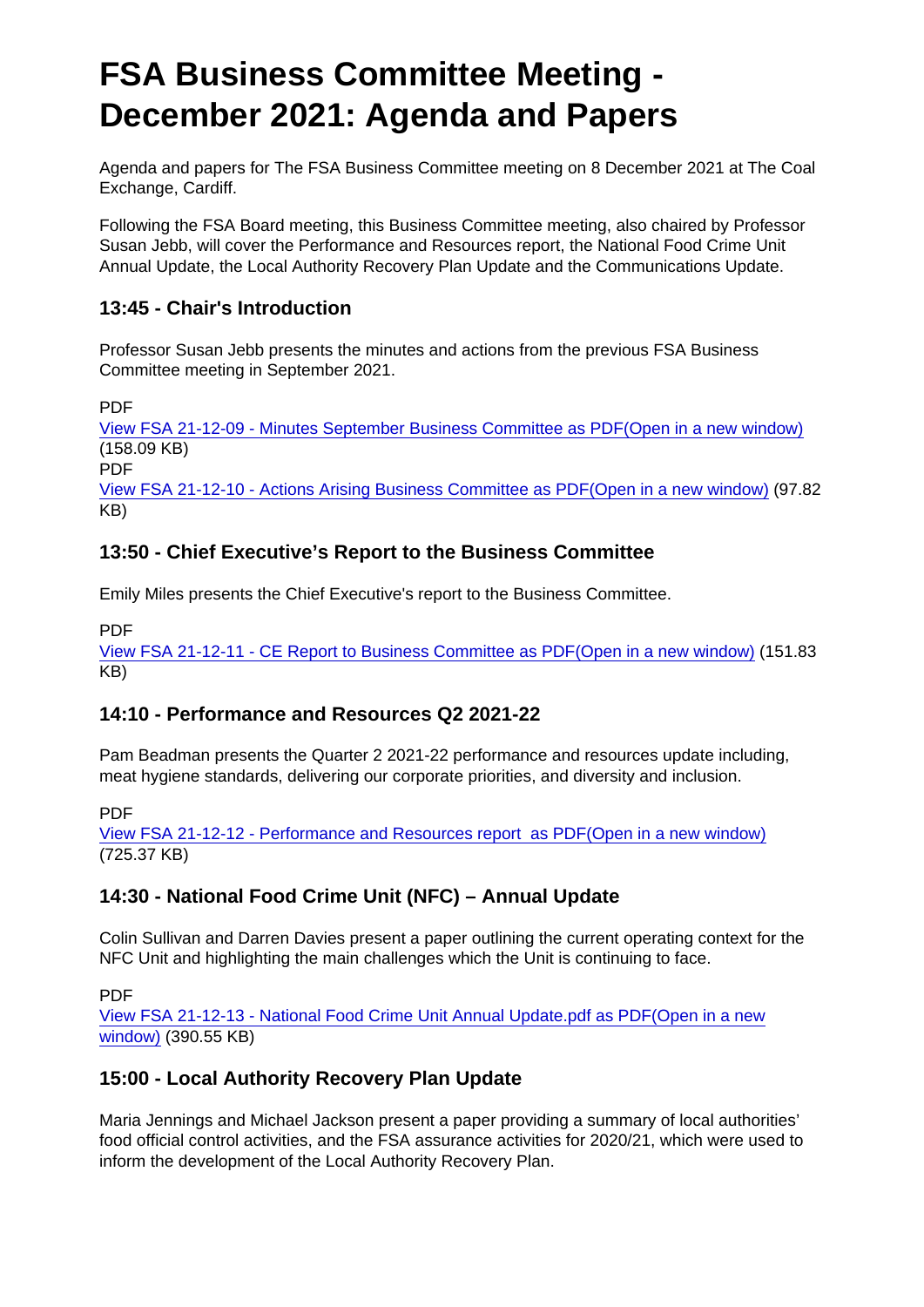# FSA Business Committee Meeting - December 2021: Agenda and Papers

Agenda and papers for The FSA Business Committee meeting on 8 December 2021 at The Coal Exchange, Cardiff.

Following the FSA Board meeting, this Business Committee meeting, also chaired by Professor Susan Jebb, will cover the Performance and Resources report, the National Food Crime Unit Annual Update, the Local Authority Recovery Plan Update and the Communications Update.

### 13:45 - Chair's Introduction

Professor Susan Jebb presents the minutes and actions from the previous FSA Business Committee meeting in September 2021.

PDF
View FSA 21-12-09 - Minutes September Business Committee as PDF(Open in a new window) (158.09 KB)
PDF
View FSA 21-12-10 - Actions Arising Business Committee as PDF(Open in a new window) (97.82 KB)

### 13:50 - Chief Executive's Report to the Business Committee

Emily Miles presents the Chief Executive's report to the Business Committee.

PDF
View FSA 21-12-11 - CE Report to Business Committee as PDF(Open in a new window) (151.83 KB)

### 14:10 - Performance and Resources Q2 2021-22

Pam Beadman presents the Quarter 2 2021-22 performance and resources update including, meat hygiene standards, delivering our corporate priorities, and diversity and inclusion.

PDF
View FSA 21-12-12 - Performance and Resources report as PDF(Open in a new window) (725.37 KB)

### 14:30 - National Food Crime Unit (NFC) – Annual Update

Colin Sullivan and Darren Davies present a paper outlining the current operating context for the NFC Unit and highlighting the main challenges which the Unit is continuing to face.

PDF
View FSA 21-12-13 - National Food Crime Unit Annual Update.pdf as PDF(Open in a new window) (390.55 KB)

### 15:00 - Local Authority Recovery Plan Update

Maria Jennings and Michael Jackson present a paper providing a summary of local authorities' food official control activities, and the FSA assurance activities for 2020/21, which were used to inform the development of the Local Authority Recovery Plan.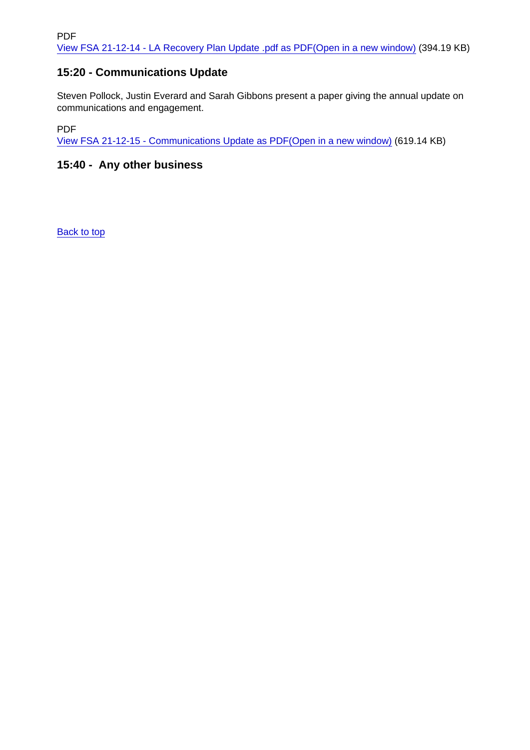PDF
[View FSA 21-12-14 - LA Recovery Plan Update .pdf as PDF(Open in a new window)](#) (394.19 KB)

### 15:20 - Communications Update

Steven Pollock, Justin Everard and Sarah Gibbons present a paper giving the annual update on communications and engagement.

PDF
[View FSA 21-12-15 - Communications Update as PDF(Open in a new window)](#) (619.14 KB)

### 15:40 - Any other business

[Back to top](#)